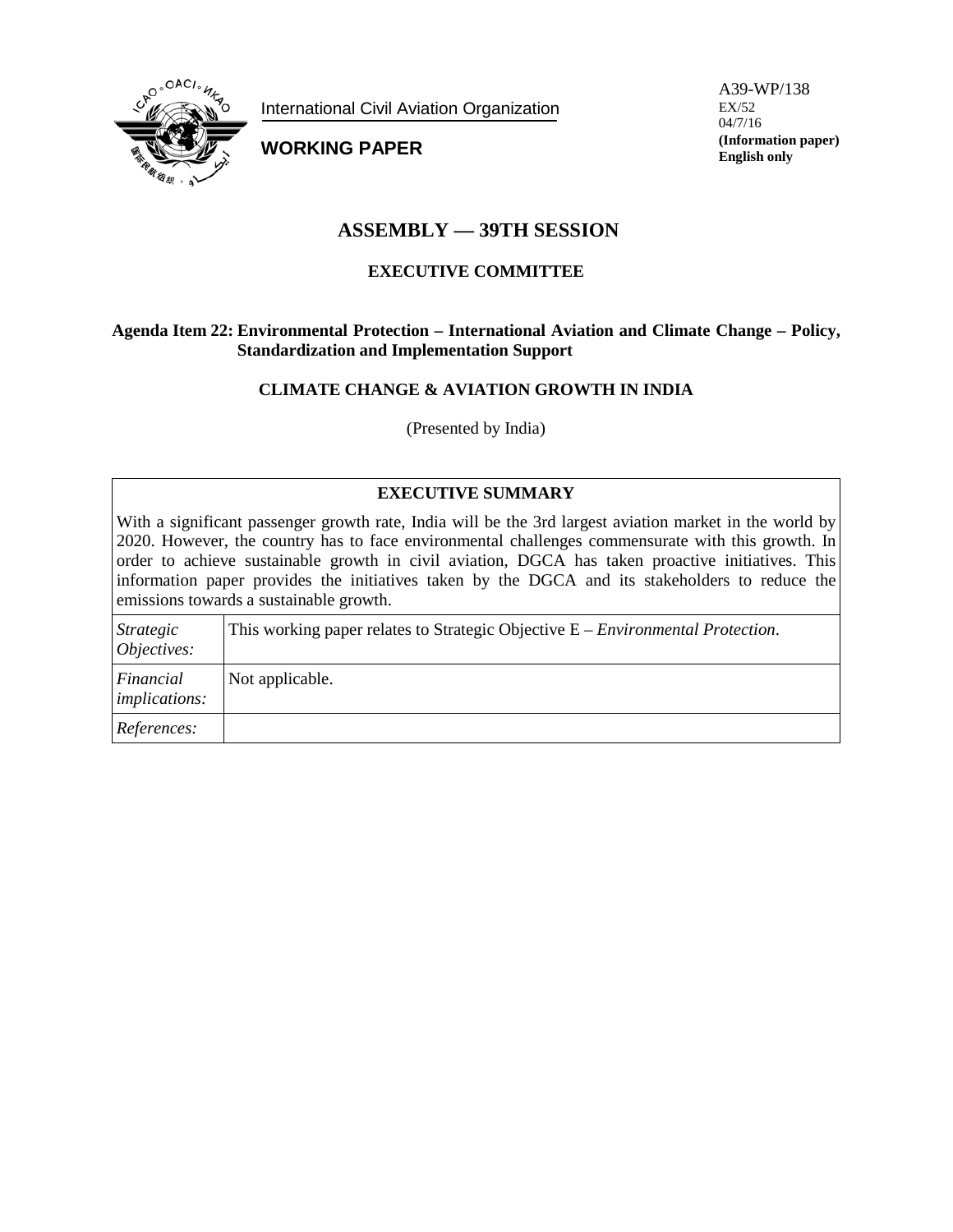International Civil Aviation Organization

**WORKING PAPER**

A39-WP/138
EX/52
04/7/16
**(Information paper)**
**English only**

# ASSEMBLY — 39TH SESSION

## EXECUTIVE COMMITTEE

**Agenda Item 22: Environmental Protection – International Aviation and Climate Change – Policy, Standardization and Implementation Support**

### CLIMATE CHANGE & AVIATION GROWTH IN INDIA

(Presented by India)

| **EXECUTIVE SUMMARY** | |
|---|---|
| With a significant passenger growth rate, India will be the 3rd largest aviation market in the world by 2020. However, the country has to face environmental challenges commensurate with this growth. In order to achieve sustainable growth in civil aviation, DGCA has taken proactive initiatives. This information paper provides the initiatives taken by the DGCA and its stakeholders to reduce the emissions towards a sustainable growth. | |
| *Strategic Objectives:* | This working paper relates to Strategic Objective E – *Environmental Protection*. |
| *Financial implications:* | Not applicable. |
| *References:* | |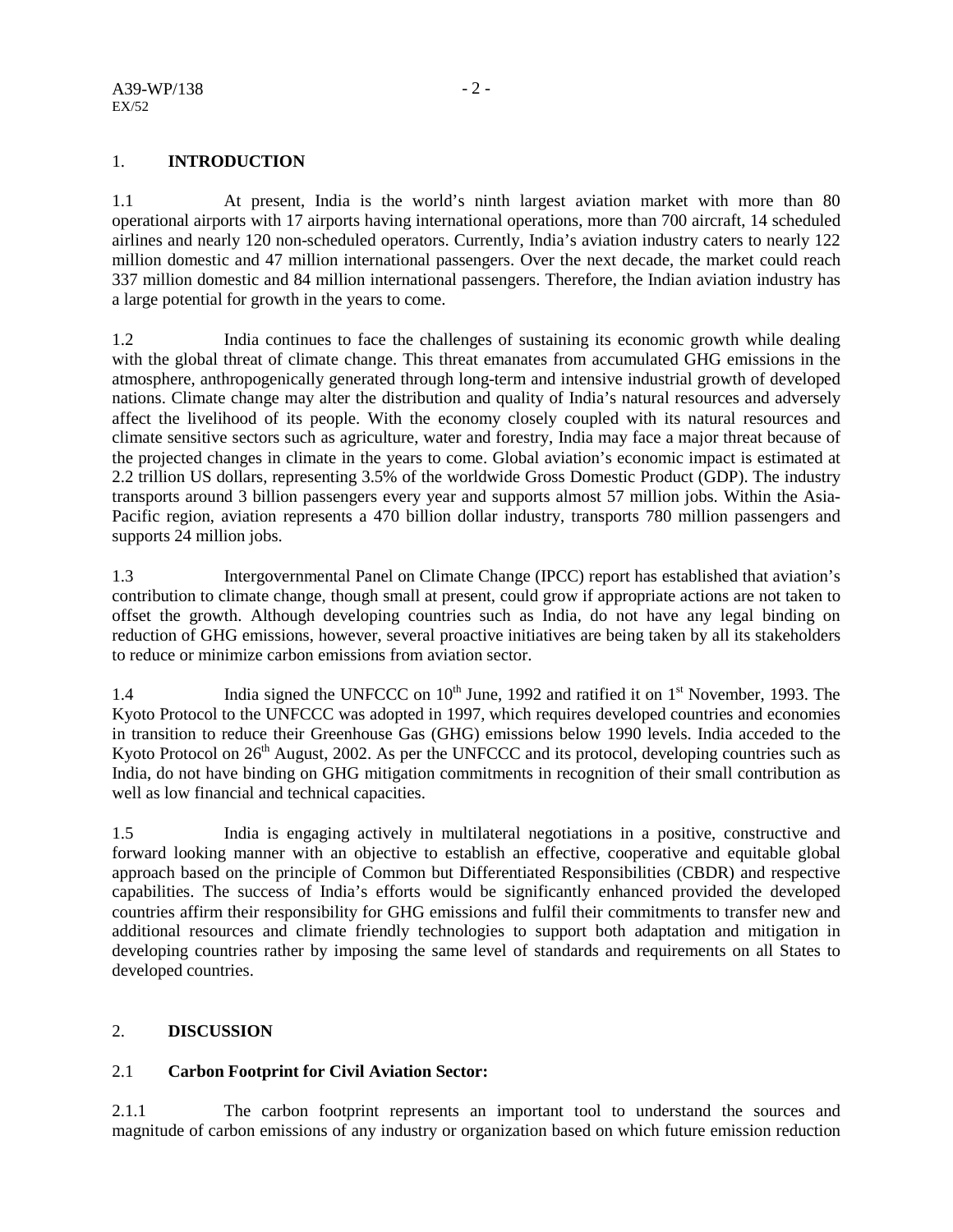## 1. INTRODUCTION

1.1 At present, India is the world's ninth largest aviation market with more than 80 operational airports with 17 airports having international operations, more than 700 aircraft, 14 scheduled airlines and nearly 120 non-scheduled operators. Currently, India's aviation industry caters to nearly 122 million domestic and 47 million international passengers. Over the next decade, the market could reach 337 million domestic and 84 million international passengers. Therefore, the Indian aviation industry has a large potential for growth in the years to come.

1.2 India continues to face the challenges of sustaining its economic growth while dealing with the global threat of climate change. This threat emanates from accumulated GHG emissions in the atmosphere, anthropogenically generated through long-term and intensive industrial growth of developed nations. Climate change may alter the distribution and quality of India's natural resources and adversely affect the livelihood of its people. With the economy closely coupled with its natural resources and climate sensitive sectors such as agriculture, water and forestry, India may face a major threat because of the projected changes in climate in the years to come. Global aviation's economic impact is estimated at 2.2 trillion US dollars, representing 3.5% of the worldwide Gross Domestic Product (GDP). The industry transports around 3 billion passengers every year and supports almost 57 million jobs. Within the Asia-Pacific region, aviation represents a 470 billion dollar industry, transports 780 million passengers and supports 24 million jobs.

1.3 Intergovernmental Panel on Climate Change (IPCC) report has established that aviation's contribution to climate change, though small at present, could grow if appropriate actions are not taken to offset the growth. Although developing countries such as India, do not have any legal binding on reduction of GHG emissions, however, several proactive initiatives are being taken by all its stakeholders to reduce or minimize carbon emissions from aviation sector.

1.4 India signed the UNFCCC on 10th June, 1992 and ratified it on 1st November, 1993. The Kyoto Protocol to the UNFCCC was adopted in 1997, which requires developed countries and economies in transition to reduce their Greenhouse Gas (GHG) emissions below 1990 levels. India acceded to the Kyoto Protocol on 26th August, 2002. As per the UNFCCC and its protocol, developing countries such as India, do not have binding on GHG mitigation commitments in recognition of their small contribution as well as low financial and technical capacities.

1.5 India is engaging actively in multilateral negotiations in a positive, constructive and forward looking manner with an objective to establish an effective, cooperative and equitable global approach based on the principle of Common but Differentiated Responsibilities (CBDR) and respective capabilities. The success of India's efforts would be significantly enhanced provided the developed countries affirm their responsibility for GHG emissions and fulfil their commitments to transfer new and additional resources and climate friendly technologies to support both adaptation and mitigation in developing countries rather by imposing the same level of standards and requirements on all States to developed countries.

## 2. DISCUSSION

### 2.1 Carbon Footprint for Civil Aviation Sector:

2.1.1 The carbon footprint represents an important tool to understand the sources and magnitude of carbon emissions of any industry or organization based on which future emission reduction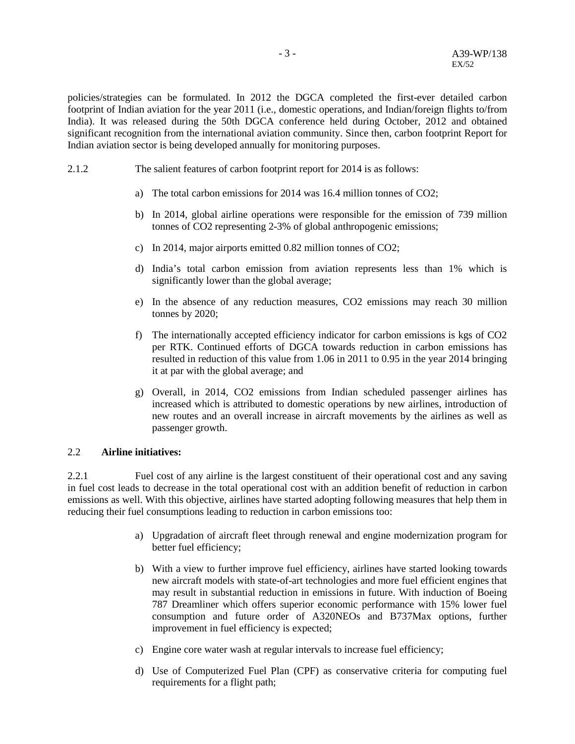policies/strategies can be formulated. In 2012 the DGCA completed the first-ever detailed carbon footprint of Indian aviation for the year 2011 (i.e., domestic operations, and Indian/foreign flights to/from India). It was released during the 50th DGCA conference held during October, 2012 and obtained significant recognition from the international aviation community. Since then, carbon footprint Report for Indian aviation sector is being developed annually for monitoring purposes.

2.1.2 The salient features of carbon footprint report for 2014 is as follows:

a) The total carbon emissions for 2014 was 16.4 million tonnes of $CO_2$;

b) In 2014, global airline operations were responsible for the emission of 739 million tonnes of $CO_2$ representing 2-3% of global anthropogenic emissions;

c) In 2014, major airports emitted 0.82 million tonnes of $CO_2$;

d) India's total carbon emission from aviation represents less than 1% which is significantly lower than the global average;

e) In the absence of any reduction measures, $CO_2$ emissions may reach 30 million tonnes by 2020;

f) The internationally accepted efficiency indicator for carbon emissions is kgs of $CO_2$ per RTK. Continued efforts of DGCA towards reduction in carbon emissions has resulted in reduction of this value from 1.06 in 2011 to 0.95 in the year 2014 bringing it at par with the global average; and

g) Overall, in 2014, $CO_2$ emissions from Indian scheduled passenger airlines has increased which is attributed to domestic operations by new airlines, introduction of new routes and an overall increase in aircraft movements by the airlines as well as passenger growth.

## 2.2 **Airline initiatives:**

2.2.1 Fuel cost of any airline is the largest constituent of their operational cost and any saving in fuel cost leads to decrease in the total operational cost with an addition benefit of reduction in carbon emissions as well. With this objective, airlines have started adopting following measures that help them in reducing their fuel consumptions leading to reduction in carbon emissions too:

a) Upgradation of aircraft fleet through renewal and engine modernization program for better fuel efficiency;

b) With a view to further improve fuel efficiency, airlines have started looking towards new aircraft models with state-of-art technologies and more fuel efficient engines that may result in substantial reduction in emissions in future. With induction of Boeing 787 Dreamliner which offers superior economic performance with 15% lower fuel consumption and future order of A320NEOs and B737Max options, further improvement in fuel efficiency is expected;

c) Engine core water wash at regular intervals to increase fuel efficiency;

d) Use of Computerized Fuel Plan (CPF) as conservative criteria for computing fuel requirements for a flight path;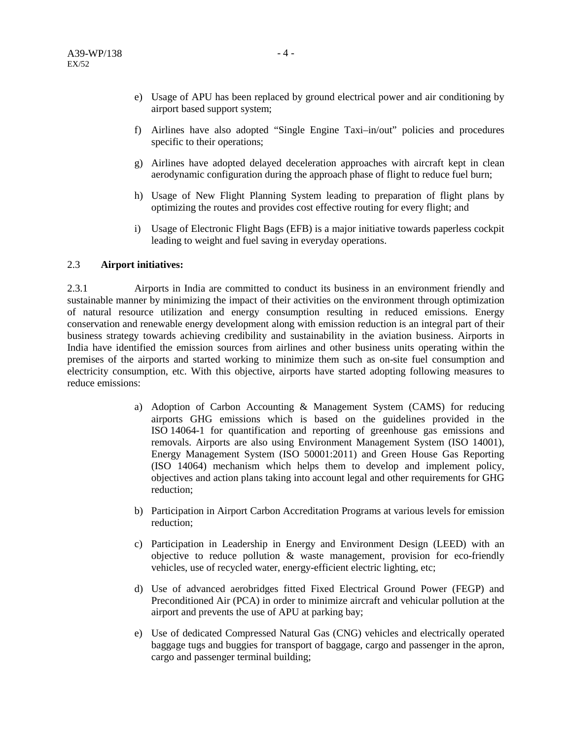e) Usage of APU has been replaced by ground electrical power and air conditioning by airport based support system;

f) Airlines have also adopted "Single Engine Taxi–in/out" policies and procedures specific to their operations;

g) Airlines have adopted delayed deceleration approaches with aircraft kept in clean aerodynamic configuration during the approach phase of flight to reduce fuel burn;

h) Usage of New Flight Planning System leading to preparation of flight plans by optimizing the routes and provides cost effective routing for every flight; and

i) Usage of Electronic Flight Bags (EFB) is a major initiative towards paperless cockpit leading to weight and fuel saving in everyday operations.

2.3 **Airport initiatives:**

2.3.1 Airports in India are committed to conduct its business in an environment friendly and sustainable manner by minimizing the impact of their activities on the environment through optimization of natural resource utilization and energy consumption resulting in reduced emissions. Energy conservation and renewable energy development along with emission reduction is an integral part of their business strategy towards achieving credibility and sustainability in the aviation business. Airports in India have identified the emission sources from airlines and other business units operating within the premises of the airports and started working to minimize them such as on-site fuel consumption and electricity consumption, etc. With this objective, airports have started adopting following measures to reduce emissions:

a) Adoption of Carbon Accounting & Management System (CAMS) for reducing airports GHG emissions which is based on the guidelines provided in the ISO 14064-1 for quantification and reporting of greenhouse gas emissions and removals. Airports are also using Environment Management System (ISO 14001), Energy Management System (ISO 50001:2011) and Green House Gas Reporting (ISO 14064) mechanism which helps them to develop and implement policy, objectives and action plans taking into account legal and other requirements for GHG reduction;

b) Participation in Airport Carbon Accreditation Programs at various levels for emission reduction;

c) Participation in Leadership in Energy and Environment Design (LEED) with an objective to reduce pollution & waste management, provision for eco-friendly vehicles, use of recycled water, energy-efficient electric lighting, etc;

d) Use of advanced aerobridges fitted Fixed Electrical Ground Power (FEGP) and Preconditioned Air (PCA) in order to minimize aircraft and vehicular pollution at the airport and prevents the use of APU at parking bay;

e) Use of dedicated Compressed Natural Gas (CNG) vehicles and electrically operated baggage tugs and buggies for transport of baggage, cargo and passenger in the apron, cargo and passenger terminal building;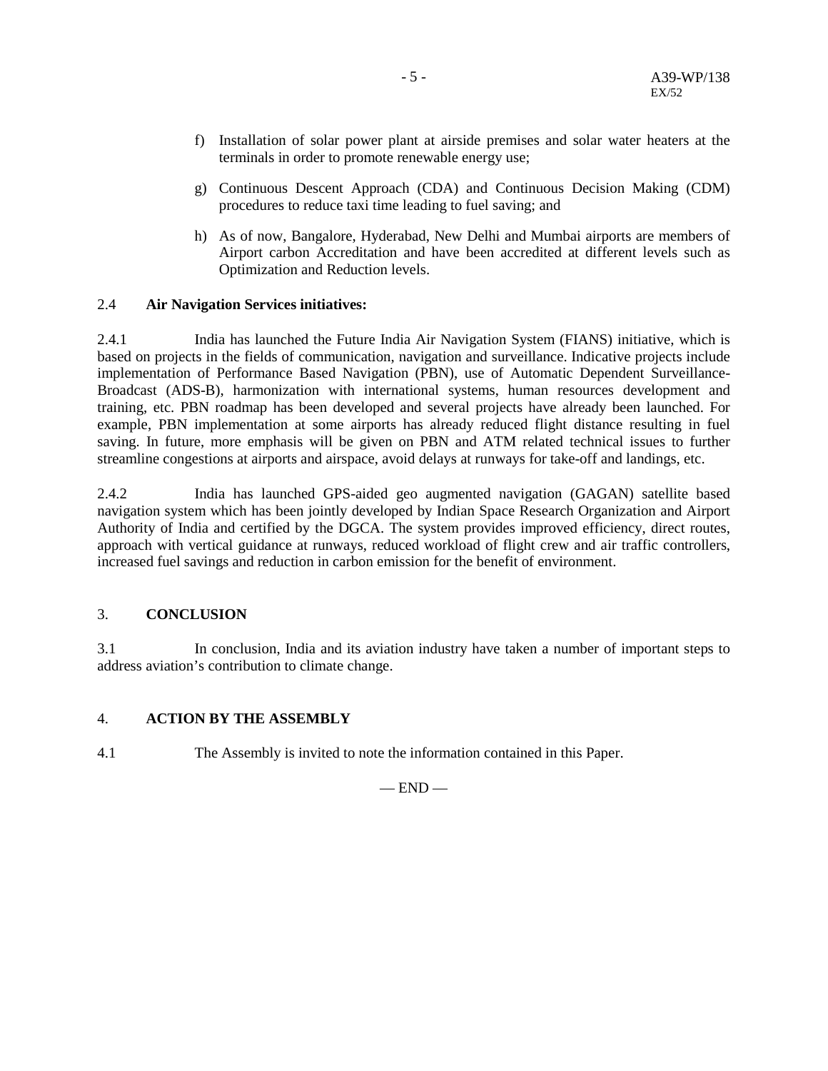f) Installation of solar power plant at airside premises and solar water heaters at the terminals in order to promote renewable energy use;

g) Continuous Descent Approach (CDA) and Continuous Decision Making (CDM) procedures to reduce taxi time leading to fuel saving; and

h) As of now, Bangalore, Hyderabad, New Delhi and Mumbai airports are members of Airport carbon Accreditation and have been accredited at different levels such as Optimization and Reduction levels.

2.4 **Air Navigation Services initiatives:**

2.4.1 India has launched the Future India Air Navigation System (FIANS) initiative, which is based on projects in the fields of communication, navigation and surveillance. Indicative projects include implementation of Performance Based Navigation (PBN), use of Automatic Dependent Surveillance-Broadcast (ADS-B), harmonization with international systems, human resources development and training, etc. PBN roadmap has been developed and several projects have already been launched. For example, PBN implementation at some airports has already reduced flight distance resulting in fuel saving. In future, more emphasis will be given on PBN and ATM related technical issues to further streamline congestions at airports and airspace, avoid delays at runways for take-off and landings, etc.

2.4.2 India has launched GPS-aided geo augmented navigation (GAGAN) satellite based navigation system which has been jointly developed by Indian Space Research Organization and Airport Authority of India and certified by the DGCA. The system provides improved efficiency, direct routes, approach with vertical guidance at runways, reduced workload of flight crew and air traffic controllers, increased fuel savings and reduction in carbon emission for the benefit of environment.

## 3. CONCLUSION

3.1 In conclusion, India and its aviation industry have taken a number of important steps to address aviation's contribution to climate change.

## 4. ACTION BY THE ASSEMBLY

4.1 The Assembly is invited to note the information contained in this Paper.

— END —